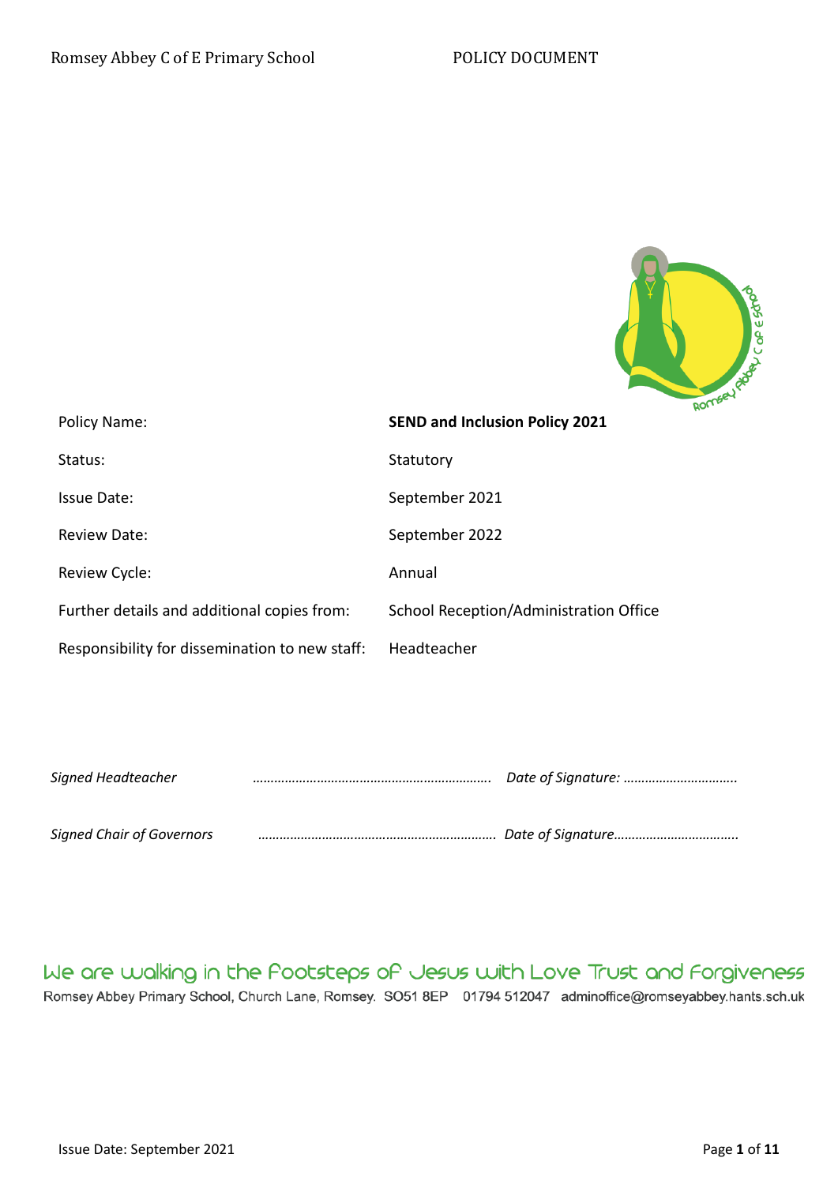| Policy Name: | **SEND and Inclusion Policy 2021** |
| --- | --- |
| Status: | Statutory |
| Issue Date: | September 2021 |
| Review Date: | September 2022 |
| Review Cycle: | Annual |
| Further details and additional copies from: | School Reception/Administration Office |
| Responsibility for dissemination to new staff: | Headteacher |

*Signed Headteacher* …………………………………………………………. *Date of Signature:* ………………………….

*Signed Chair of Governors* …………………………………………………………. *Date of Signature*…………………………….

We are walking in the Footsteps of Jesus with Love Trust and Forgiveness

Romsey Abbey Primary School, Church Lane, Romsey. SO51 8EP 01794 512047 adminoffice@romseyabbey.hants.sch.uk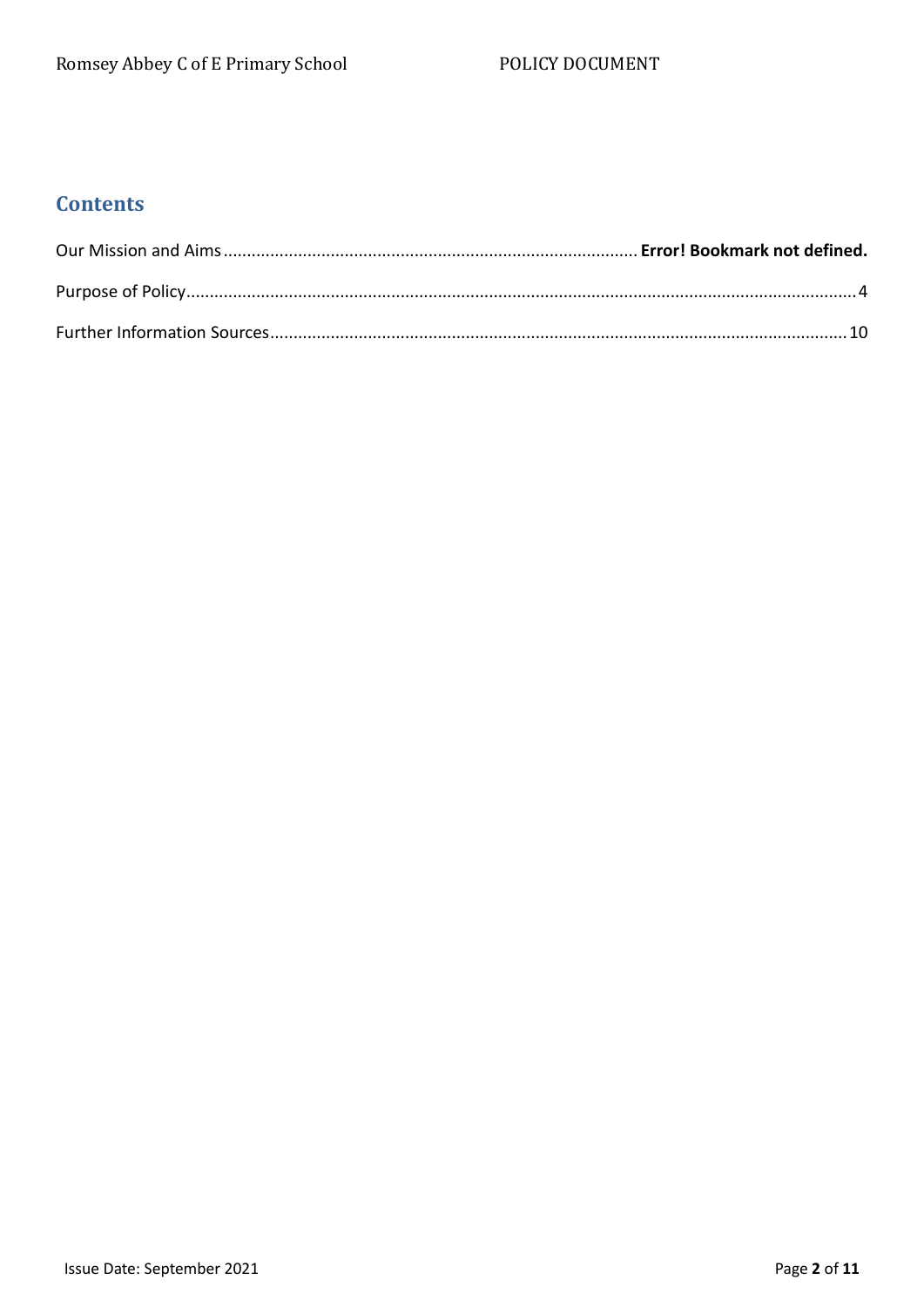## Contents

Our Mission and Aims........................................................................................ **Error! Bookmark not defined.**

Purpose of Policy..............................................................................................................................................4

Further Information Sources...........................................................................................................................10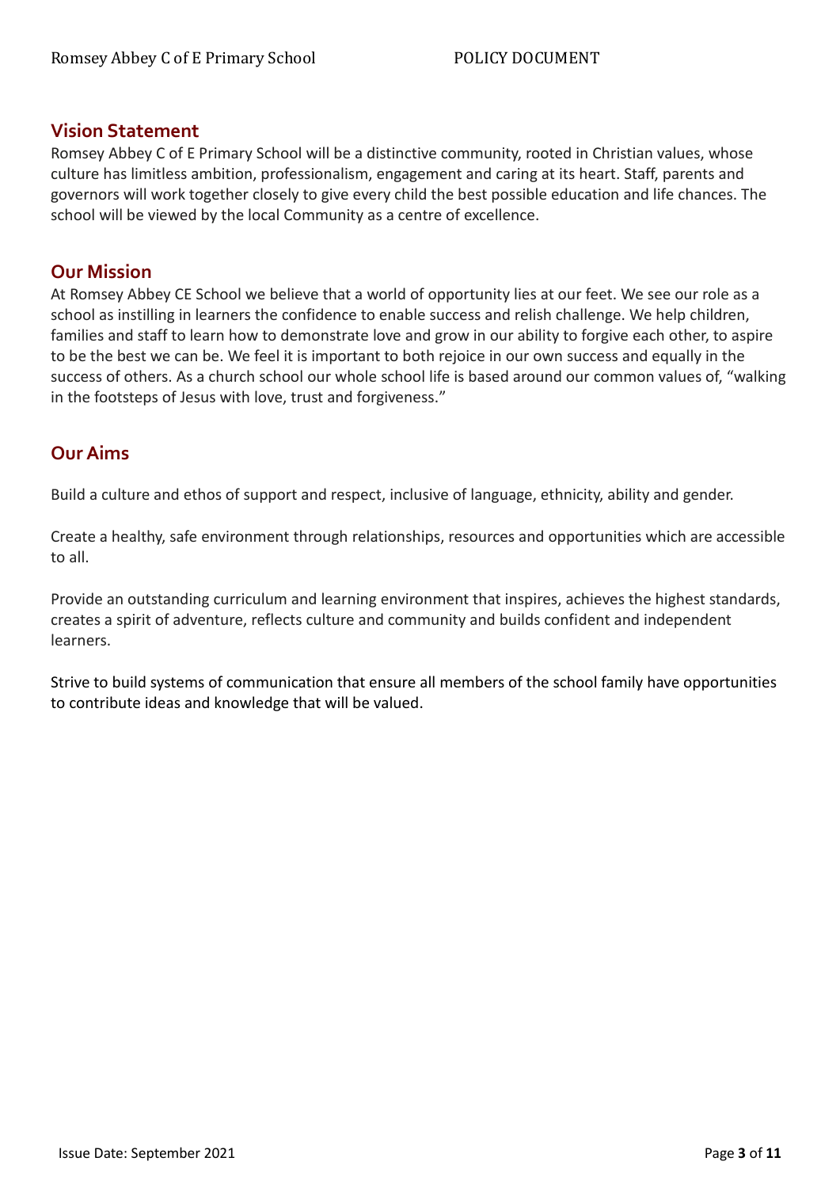## Vision Statement

Romsey Abbey C of E Primary School will be a distinctive community, rooted in Christian values, whose culture has limitless ambition, professionalism, engagement and caring at its heart. Staff, parents and governors will work together closely to give every child the best possible education and life chances. The school will be viewed by the local Community as a centre of excellence.

## Our Mission

At Romsey Abbey CE School we believe that a world of opportunity lies at our feet. We see our role as a school as instilling in learners the confidence to enable success and relish challenge. We help children, families and staff to learn how to demonstrate love and grow in our ability to forgive each other, to aspire to be the best we can be. We feel it is important to both rejoice in our own success and equally in the success of others. As a church school our whole school life is based around our common values of, "walking in the footsteps of Jesus with love, trust and forgiveness."

## Our Aims

Build a culture and ethos of support and respect, inclusive of language, ethnicity, ability and gender.

Create a healthy, safe environment through relationships, resources and opportunities which are accessible to all.

Provide an outstanding curriculum and learning environment that inspires, achieves the highest standards, creates a spirit of adventure, reflects culture and community and builds confident and independent learners.

Strive to build systems of communication that ensure all members of the school family have opportunities to contribute ideas and knowledge that will be valued.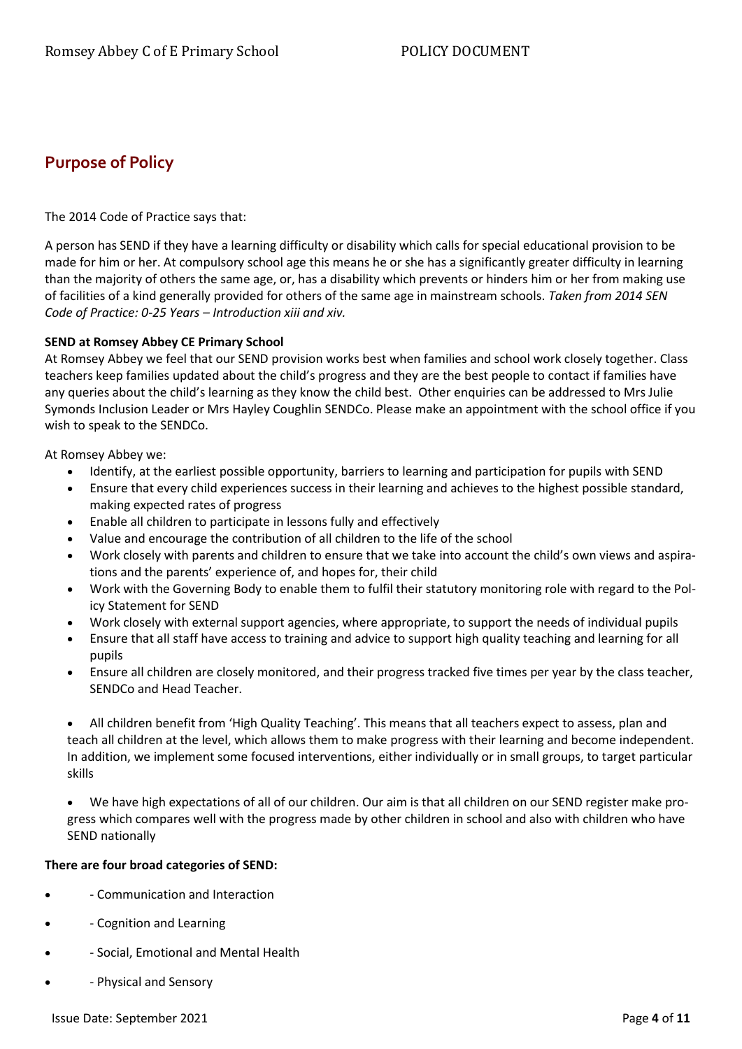## Purpose of Policy

The 2014 Code of Practice says that:

A person has SEND if they have a learning difficulty or disability which calls for special educational provision to be made for him or her. At compulsory school age this means he or she has a significantly greater difficulty in learning than the majority of others the same age, or, has a disability which prevents or hinders him or her from making use of facilities of a kind generally provided for others of the same age in mainstream schools. *Taken from 2014 SEN Code of Practice: 0-25 Years – Introduction xiii and xiv.*

**SEND at Romsey Abbey CE Primary School**

At Romsey Abbey we feel that our SEND provision works best when families and school work closely together. Class teachers keep families updated about the child's progress and they are the best people to contact if families have any queries about the child's learning as they know the child best. Other enquiries can be addressed to Mrs Julie Symonds Inclusion Leader or Mrs Hayley Coughlin SENDCo. Please make an appointment with the school office if you wish to speak to the SENDCo.

At Romsey Abbey we:

- Identify, at the earliest possible opportunity, barriers to learning and participation for pupils with SEND
- Ensure that every child experiences success in their learning and achieves to the highest possible standard, making expected rates of progress
- Enable all children to participate in lessons fully and effectively
- Value and encourage the contribution of all children to the life of the school
- Work closely with parents and children to ensure that we take into account the child's own views and aspirations and the parents' experience of, and hopes for, their child
- Work with the Governing Body to enable them to fulfil their statutory monitoring role with regard to the Policy Statement for SEND
- Work closely with external support agencies, where appropriate, to support the needs of individual pupils
- Ensure that all staff have access to training and advice to support high quality teaching and learning for all pupils
- Ensure all children are closely monitored, and their progress tracked five times per year by the class teacher, SENDCo and Head Teacher.

- All children benefit from 'High Quality Teaching'. This means that all teachers expect to assess, plan and teach all children at the level, which allows them to make progress with their learning and become independent. In addition, we implement some focused interventions, either individually or in small groups, to target particular skills

- We have high expectations of all of our children. Our aim is that all children on our SEND register make progress which compares well with the progress made by other children in school and also with children who have SEND nationally

**There are four broad categories of SEND:**

- - Communication and Interaction
- - Cognition and Learning
- - Social, Emotional and Mental Health
- - Physical and Sensory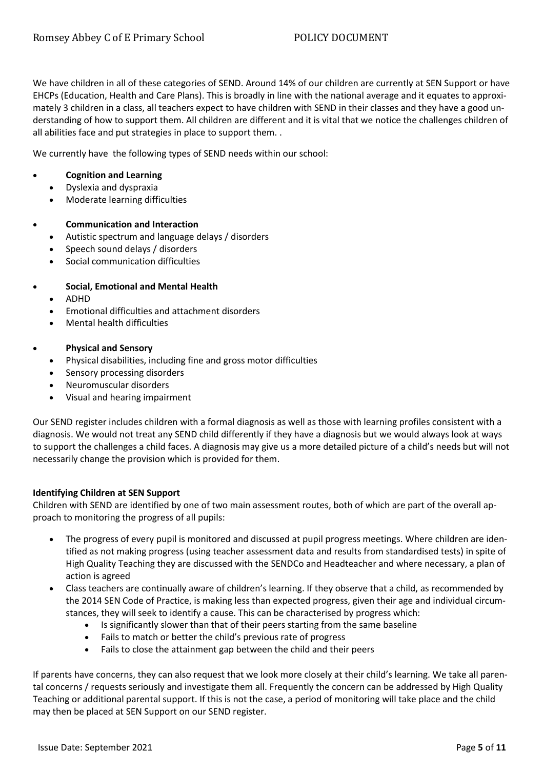We have children in all of these categories of SEND. Around 14% of our children are currently at SEN Support or have EHCPs (Education, Health and Care Plans). This is broadly in line with the national average and it equates to approximately 3 children in a class, all teachers expect to have children with SEND in their classes and they have a good understanding of how to support them. All children are different and it is vital that we notice the challenges children of all abilities face and put strategies in place to support them. .

We currently have the following types of SEND needs within our school:

- **Cognition and Learning**
  - Dyslexia and dyspraxia
  - Moderate learning difficulties
- **Communication and Interaction**
  - Autistic spectrum and language delays / disorders
  - Speech sound delays / disorders
  - Social communication difficulties
- **Social, Emotional and Mental Health**
  - ADHD
  - Emotional difficulties and attachment disorders
  - Mental health difficulties
- **Physical and Sensory**
  - Physical disabilities, including fine and gross motor difficulties
  - Sensory processing disorders
  - Neuromuscular disorders
  - Visual and hearing impairment

Our SEND register includes children with a formal diagnosis as well as those with learning profiles consistent with a diagnosis. We would not treat any SEND child differently if they have a diagnosis but we would always look at ways to support the challenges a child faces. A diagnosis may give us a more detailed picture of a child's needs but will not necessarily change the provision which is provided for them.

**Identifying Children at SEN Support**

Children with SEND are identified by one of two main assessment routes, both of which are part of the overall approach to monitoring the progress of all pupils:

- The progress of every pupil is monitored and discussed at pupil progress meetings. Where children are identified as not making progress (using teacher assessment data and results from standardised tests) in spite of High Quality Teaching they are discussed with the SENDCo and Headteacher and where necessary, a plan of action is agreed
- Class teachers are continually aware of children's learning. If they observe that a child, as recommended by the 2014 SEN Code of Practice, is making less than expected progress, given their age and individual circumstances, they will seek to identify a cause. This can be characterised by progress which:
  - Is significantly slower than that of their peers starting from the same baseline
  - Fails to match or better the child's previous rate of progress
  - Fails to close the attainment gap between the child and their peers

If parents have concerns, they can also request that we look more closely at their child's learning. We take all parental concerns / requests seriously and investigate them all. Frequently the concern can be addressed by High Quality Teaching or additional parental support. If this is not the case, a period of monitoring will take place and the child may then be placed at SEN Support on our SEND register.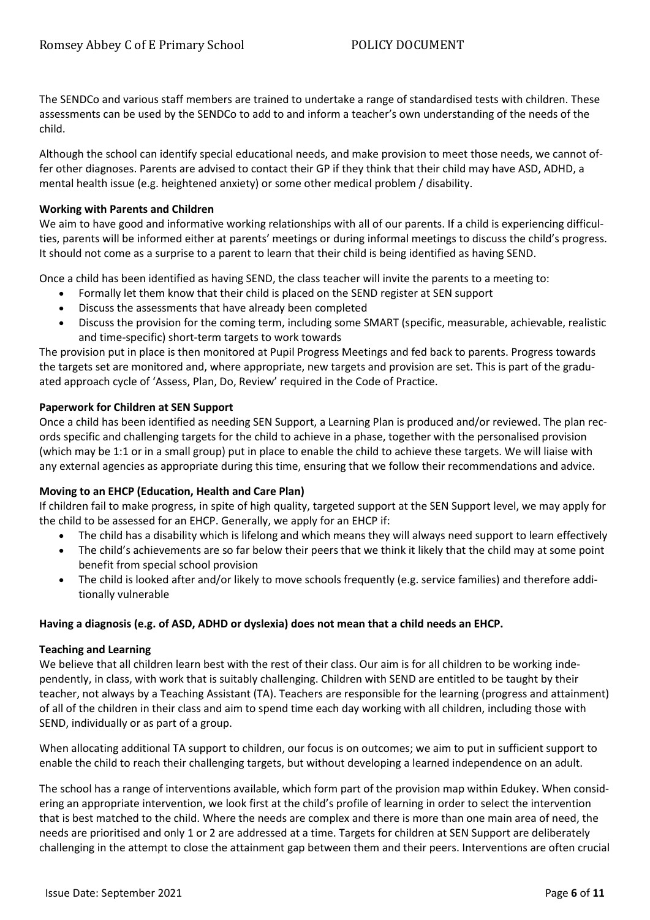The SENDCo and various staff members are trained to undertake a range of standardised tests with children. These assessments can be used by the SENDCo to add to and inform a teacher's own understanding of the needs of the child.

Although the school can identify special educational needs, and make provision to meet those needs, we cannot offer other diagnoses. Parents are advised to contact their GP if they think that their child may have ASD, ADHD, a mental health issue (e.g. heightened anxiety) or some other medical problem / disability.

**Working with Parents and Children**

We aim to have good and informative working relationships with all of our parents. If a child is experiencing difficulties, parents will be informed either at parents' meetings or during informal meetings to discuss the child's progress. It should not come as a surprise to a parent to learn that their child is being identified as having SEND.

Once a child has been identified as having SEND, the class teacher will invite the parents to a meeting to:

- Formally let them know that their child is placed on the SEND register at SEN support
- Discuss the assessments that have already been completed
- Discuss the provision for the coming term, including some SMART (specific, measurable, achievable, realistic and time-specific) short-term targets to work towards

The provision put in place is then monitored at Pupil Progress Meetings and fed back to parents. Progress towards the targets set are monitored and, where appropriate, new targets and provision are set. This is part of the graduated approach cycle of 'Assess, Plan, Do, Review' required in the Code of Practice.

**Paperwork for Children at SEN Support**

Once a child has been identified as needing SEN Support, a Learning Plan is produced and/or reviewed. The plan records specific and challenging targets for the child to achieve in a phase, together with the personalised provision (which may be 1:1 or in a small group) put in place to enable the child to achieve these targets. We will liaise with any external agencies as appropriate during this time, ensuring that we follow their recommendations and advice.

**Moving to an EHCP (Education, Health and Care Plan)**

If children fail to make progress, in spite of high quality, targeted support at the SEN Support level, we may apply for the child to be assessed for an EHCP. Generally, we apply for an EHCP if:

- The child has a disability which is lifelong and which means they will always need support to learn effectively
- The child's achievements are so far below their peers that we think it likely that the child may at some point benefit from special school provision
- The child is looked after and/or likely to move schools frequently (e.g. service families) and therefore additionally vulnerable

**Having a diagnosis (e.g. of ASD, ADHD or dyslexia) does not mean that a child needs an EHCP.**

**Teaching and Learning**

We believe that all children learn best with the rest of their class. Our aim is for all children to be working independently, in class, with work that is suitably challenging. Children with SEND are entitled to be taught by their teacher, not always by a Teaching Assistant (TA). Teachers are responsible for the learning (progress and attainment) of all of the children in their class and aim to spend time each day working with all children, including those with SEND, individually or as part of a group.

When allocating additional TA support to children, our focus is on outcomes; we aim to put in sufficient support to enable the child to reach their challenging targets, but without developing a learned independence on an adult.

The school has a range of interventions available, which form part of the provision map within Edukey. When considering an appropriate intervention, we look first at the child's profile of learning in order to select the intervention that is best matched to the child. Where the needs are complex and there is more than one main area of need, the needs are prioritised and only 1 or 2 are addressed at a time. Targets for children at SEN Support are deliberately challenging in the attempt to close the attainment gap between them and their peers. Interventions are often crucial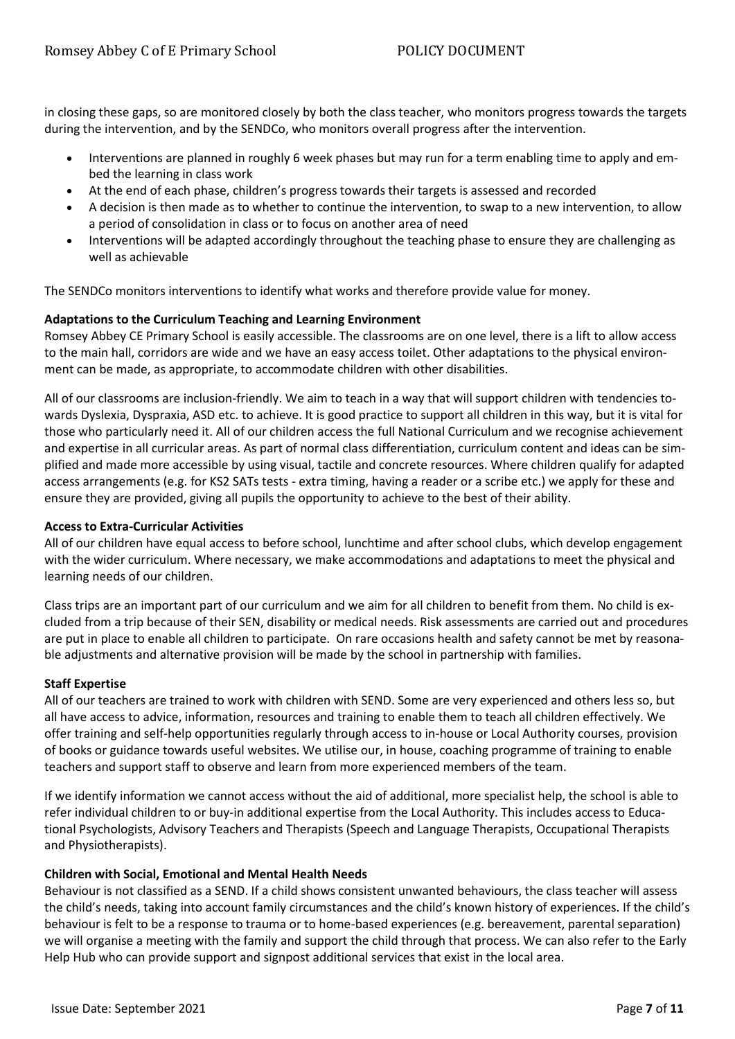in closing these gaps, so are monitored closely by both the class teacher, who monitors progress towards the targets during the intervention, and by the SENDCo, who monitors overall progress after the intervention.

- Interventions are planned in roughly 6 week phases but may run for a term enabling time to apply and embed the learning in class work
- At the end of each phase, children's progress towards their targets is assessed and recorded
- A decision is then made as to whether to continue the intervention, to swap to a new intervention, to allow a period of consolidation in class or to focus on another area of need
- Interventions will be adapted accordingly throughout the teaching phase to ensure they are challenging as well as achievable

The SENDCo monitors interventions to identify what works and therefore provide value for money.

**Adaptations to the Curriculum Teaching and Learning Environment**

Romsey Abbey CE Primary School is easily accessible. The classrooms are on one level, there is a lift to allow access to the main hall, corridors are wide and we have an easy access toilet. Other adaptations to the physical environment can be made, as appropriate, to accommodate children with other disabilities.

All of our classrooms are inclusion-friendly. We aim to teach in a way that will support children with tendencies towards Dyslexia, Dyspraxia, ASD etc. to achieve. It is good practice to support all children in this way, but it is vital for those who particularly need it. All of our children access the full National Curriculum and we recognise achievement and expertise in all curricular areas. As part of normal class differentiation, curriculum content and ideas can be simplified and made more accessible by using visual, tactile and concrete resources. Where children qualify for adapted access arrangements (e.g. for KS2 SATs tests - extra timing, having a reader or a scribe etc.) we apply for these and ensure they are provided, giving all pupils the opportunity to achieve to the best of their ability.

**Access to Extra-Curricular Activities**

All of our children have equal access to before school, lunchtime and after school clubs, which develop engagement with the wider curriculum. Where necessary, we make accommodations and adaptations to meet the physical and learning needs of our children.

Class trips are an important part of our curriculum and we aim for all children to benefit from them. No child is excluded from a trip because of their SEN, disability or medical needs. Risk assessments are carried out and procedures are put in place to enable all children to participate. On rare occasions health and safety cannot be met by reasonable adjustments and alternative provision will be made by the school in partnership with families.

**Staff Expertise**

All of our teachers are trained to work with children with SEND. Some are very experienced and others less so, but all have access to advice, information, resources and training to enable them to teach all children effectively. We offer training and self-help opportunities regularly through access to in-house or Local Authority courses, provision of books or guidance towards useful websites. We utilise our, in house, coaching programme of training to enable teachers and support staff to observe and learn from more experienced members of the team.

If we identify information we cannot access without the aid of additional, more specialist help, the school is able to refer individual children to or buy-in additional expertise from the Local Authority. This includes access to Educational Psychologists, Advisory Teachers and Therapists (Speech and Language Therapists, Occupational Therapists and Physiotherapists).

**Children with Social, Emotional and Mental Health Needs**

Behaviour is not classified as a SEND. If a child shows consistent unwanted behaviours, the class teacher will assess the child's needs, taking into account family circumstances and the child's known history of experiences. If the child's behaviour is felt to be a response to trauma or to home-based experiences (e.g. bereavement, parental separation) we will organise a meeting with the family and support the child through that process. We can also refer to the Early Help Hub who can provide support and signpost additional services that exist in the local area.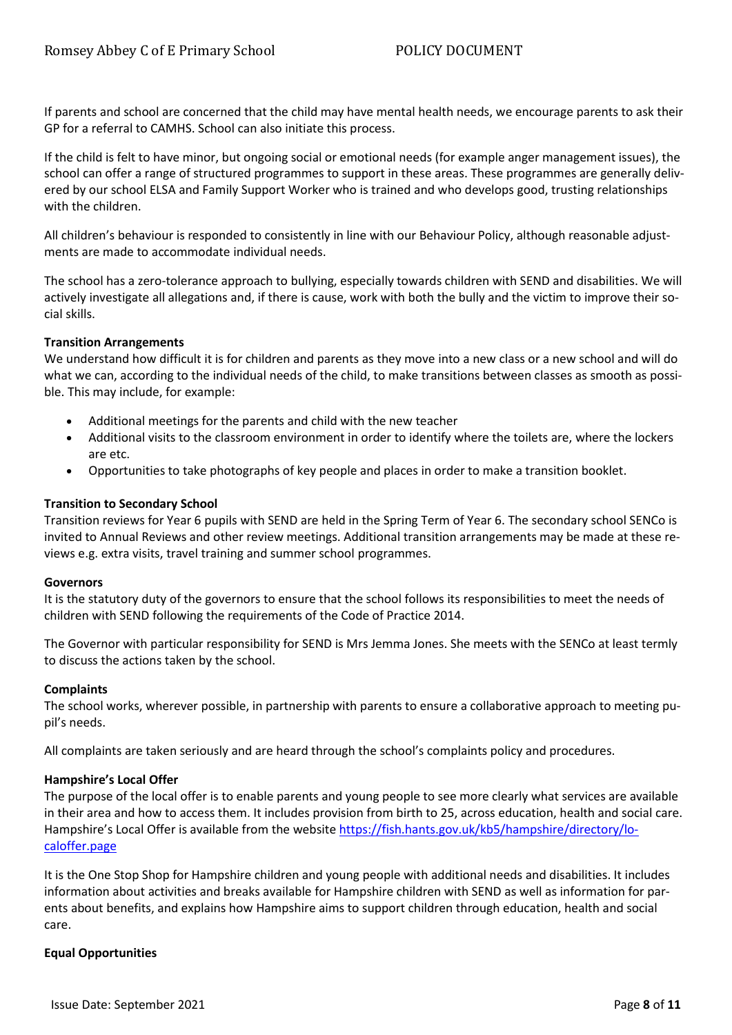If parents and school are concerned that the child may have mental health needs, we encourage parents to ask their GP for a referral to CAMHS. School can also initiate this process.

If the child is felt to have minor, but ongoing social or emotional needs (for example anger management issues), the school can offer a range of structured programmes to support in these areas. These programmes are generally delivered by our school ELSA and Family Support Worker who is trained and who develops good, trusting relationships with the children.

All children's behaviour is responded to consistently in line with our Behaviour Policy, although reasonable adjustments are made to accommodate individual needs.

The school has a zero-tolerance approach to bullying, especially towards children with SEND and disabilities. We will actively investigate all allegations and, if there is cause, work with both the bully and the victim to improve their social skills.

**Transition Arrangements**

We understand how difficult it is for children and parents as they move into a new class or a new school and will do what we can, according to the individual needs of the child, to make transitions between classes as smooth as possible. This may include, for example:

- Additional meetings for the parents and child with the new teacher
- Additional visits to the classroom environment in order to identify where the toilets are, where the lockers are etc.
- Opportunities to take photographs of key people and places in order to make a transition booklet.

**Transition to Secondary School**

Transition reviews for Year 6 pupils with SEND are held in the Spring Term of Year 6. The secondary school SENCo is invited to Annual Reviews and other review meetings. Additional transition arrangements may be made at these reviews e.g. extra visits, travel training and summer school programmes.

**Governors**

It is the statutory duty of the governors to ensure that the school follows its responsibilities to meet the needs of children with SEND following the requirements of the Code of Practice 2014.

The Governor with particular responsibility for SEND is Mrs Jemma Jones. She meets with the SENCo at least termly to discuss the actions taken by the school.

**Complaints**

The school works, wherever possible, in partnership with parents to ensure a collaborative approach to meeting pupil's needs.

All complaints are taken seriously and are heard through the school's complaints policy and procedures.

**Hampshire's Local Offer**

The purpose of the local offer is to enable parents and young people to see more clearly what services are available in their area and how to access them. It includes provision from birth to 25, across education, health and social care. Hampshire's Local Offer is available from the website [https://fish.hants.gov.uk/kb5/hampshire/directory/localoffer.page](https://fish.hants.gov.uk/kb5/hampshire/directory/localoffer.page)

It is the One Stop Shop for Hampshire children and young people with additional needs and disabilities. It includes information about activities and breaks available for Hampshire children with SEND as well as information for parents about benefits, and explains how Hampshire aims to support children through education, health and social care.

**Equal Opportunities**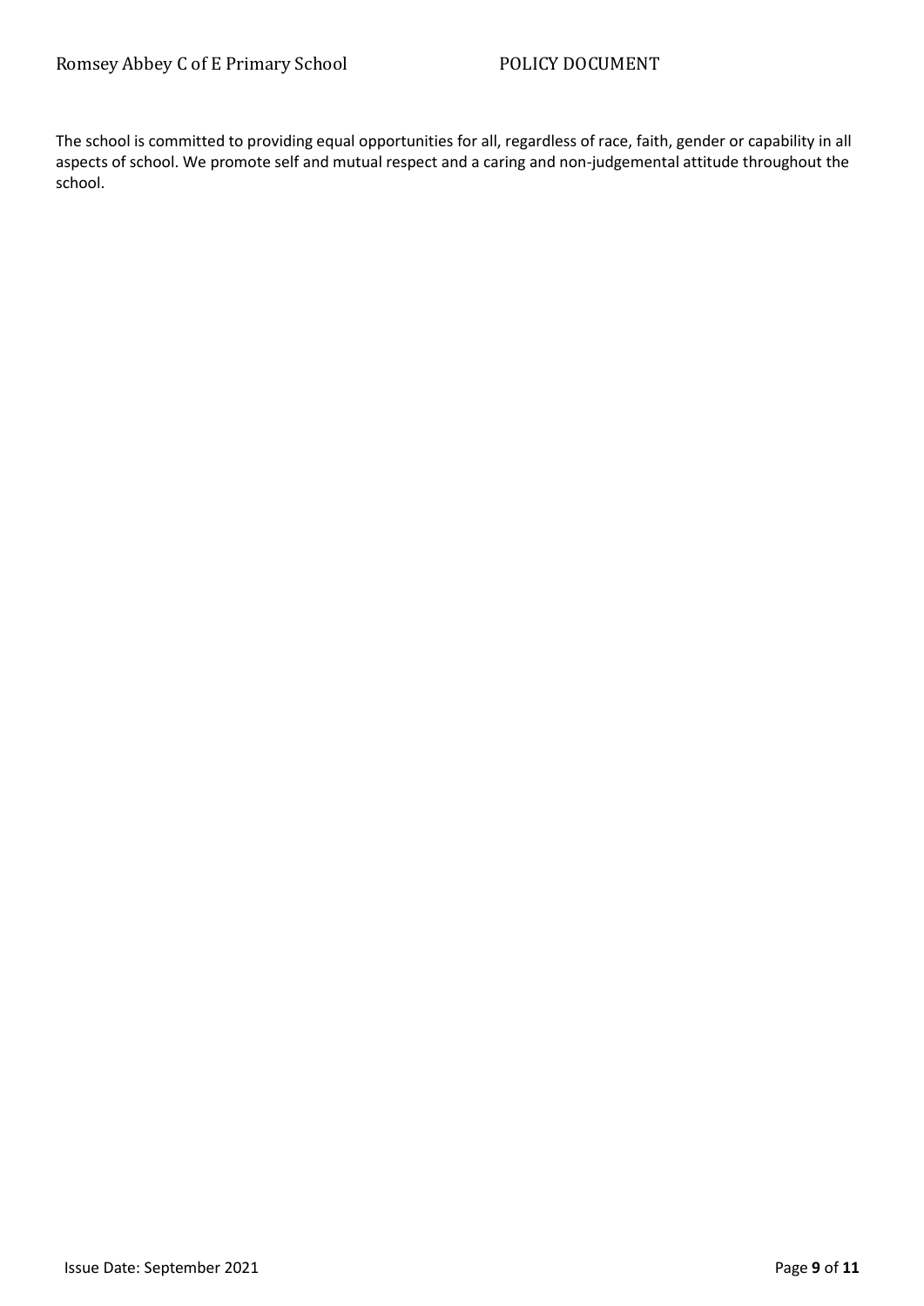The school is committed to providing equal opportunities for all, regardless of race, faith, gender or capability in all aspects of school. We promote self and mutual respect and a caring and non-judgemental attitude throughout the school.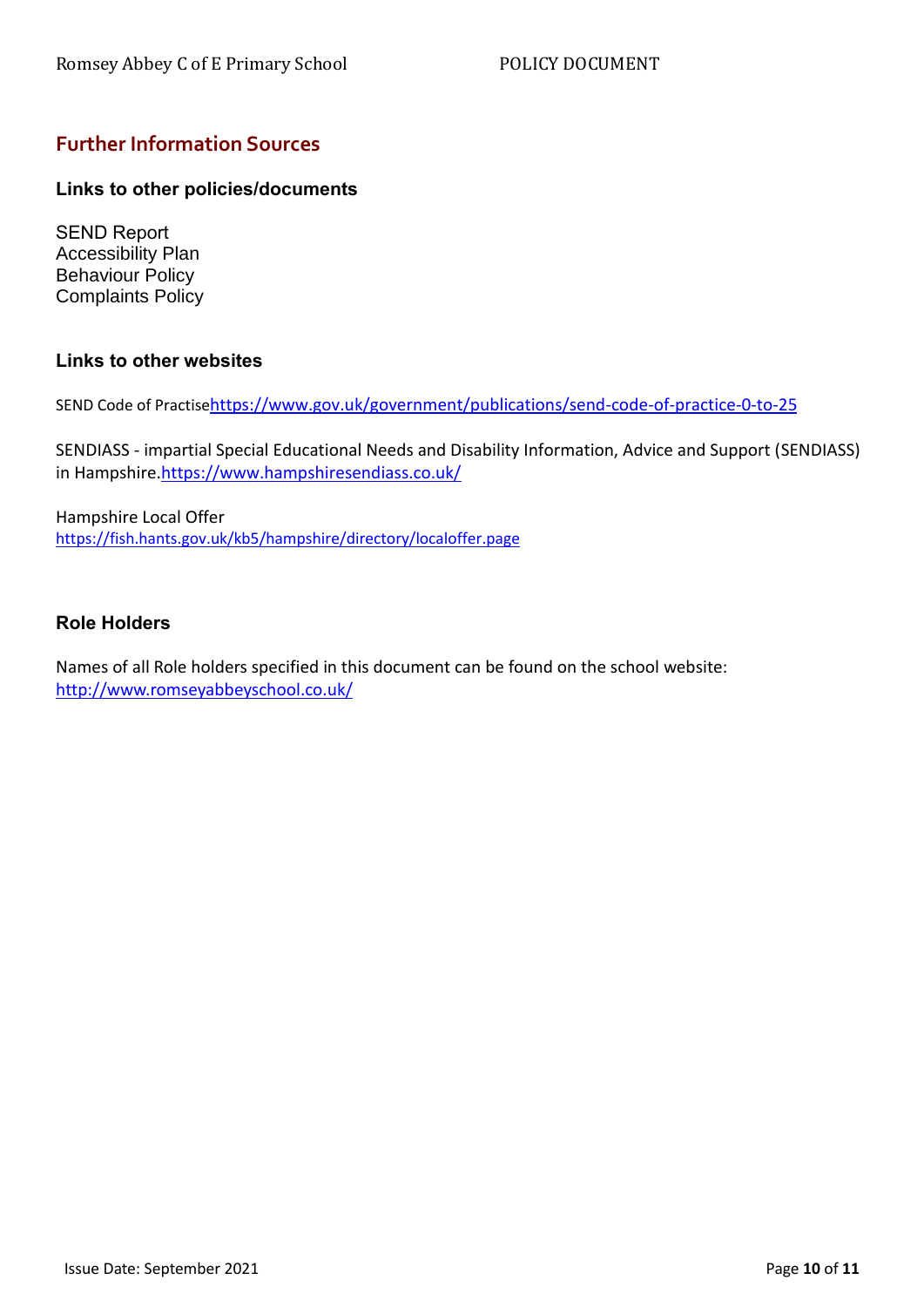## Further Information Sources

### Links to other policies/documents

SEND Report
Accessibility Plan
Behaviour Policy
Complaints Policy

### Links to other websites

SEND Code of Practisehttps://www.gov.uk/government/publications/send-code-of-practice-0-to-25

SENDIASS - impartial Special Educational Needs and Disability Information, Advice and Support (SENDIASS) in Hampshire.https://www.hampshiresendiass.co.uk/

Hampshire Local Offer
https://fish.hants.gov.uk/kb5/hampshire/directory/localoffer.page

### Role Holders

Names of all Role holders specified in this document can be found on the school website:
http://www.romseyabbeyschool.co.uk/